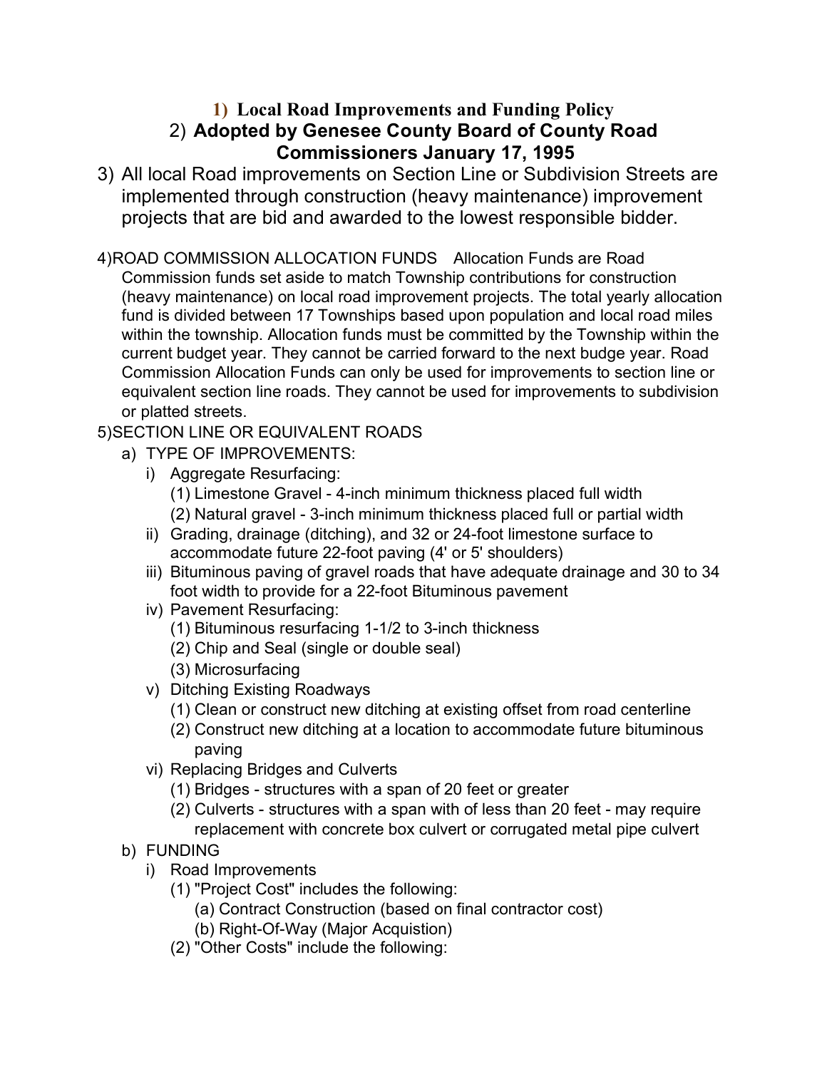# 1) Local Road Improvements and Funding Policy

## 2) Adopted by Genesee County Board of County Road Commissioners January 17, 1995

3) All local Road improvements on Section Line or Subdivision Streets are implemented through construction (heavy maintenance) improvement projects that are bid and awarded to the lowest responsible bidder.

4) ROAD COMMISSION ALLOCATION FUNDS   Allocation Funds are Road Commission funds set aside to match Township contributions for construction (heavy maintenance) on local road improvement projects. The total yearly allocation fund is divided between 17 Townships based upon population and local road miles within the township. Allocation funds must be committed by the Township within the current budget year. They cannot be carried forward to the next budge year. Road Commission Allocation Funds can only be used for improvements to section line or equivalent section line roads. They cannot be used for improvements to subdivision or platted streets.

5) SECTION LINE OR EQUIVALENT ROADS

a) TYPE OF IMPROVEMENTS:

i) Aggregate Resurfacing:
   (1) Limestone Gravel - 4-inch minimum thickness placed full width
   (2) Natural gravel - 3-inch minimum thickness placed full or partial width

ii) Grading, drainage (ditching), and 32 or 24-foot limestone surface to accommodate future 22-foot paving (4' or 5' shoulders)

iii) Bituminous paving of gravel roads that have adequate drainage and 30 to 34 foot width to provide for a 22-foot Bituminous pavement

iv) Pavement Resurfacing:
   (1) Bituminous resurfacing 1-1/2 to 3-inch thickness
   (2) Chip and Seal (single or double seal)
   (3) Microsurfacing

v) Ditching Existing Roadways
   (1) Clean or construct new ditching at existing offset from road centerline
   (2) Construct new ditching at a location to accommodate future bituminous paving

vi) Replacing Bridges and Culverts
   (1) Bridges - structures with a span of 20 feet or greater
   (2) Culverts - structures with a span with of less than 20 feet - may require replacement with concrete box culvert or corrugated metal pipe culvert

b) FUNDING

i) Road Improvements
   (1) "Project Cost" includes the following:
      (a) Contract Construction (based on final contractor cost)
      (b) Right-Of-Way (Major Acquistion)
   (2) "Other Costs" include the following: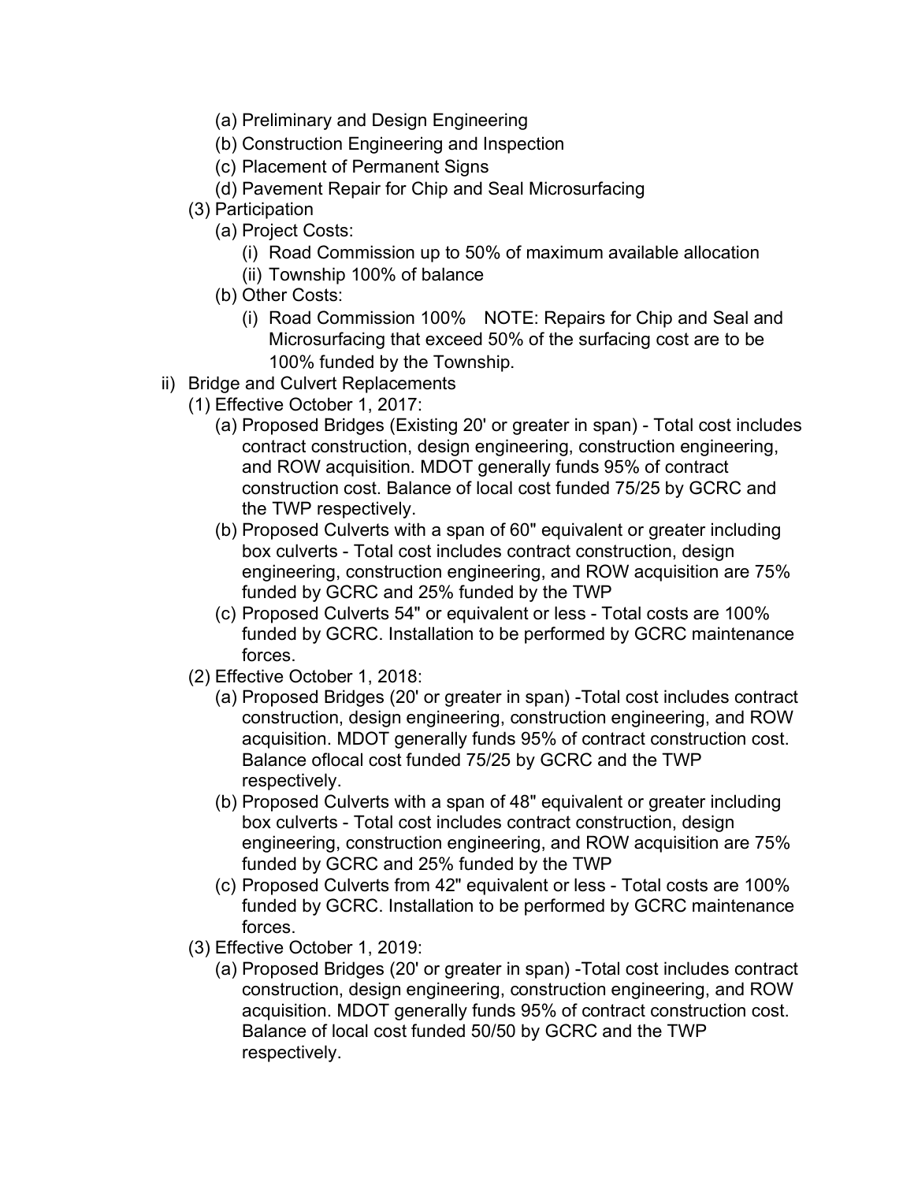- (a) Preliminary and Design Engineering
- (b) Construction Engineering and Inspection
- (c) Placement of Permanent Signs
- (d) Pavement Repair for Chip and Seal Microsurfacing

(3) Participation

- (a) Project Costs:
  - (i) Road Commission up to 50% of maximum available allocation
  - (ii) Township 100% of balance
- (b) Other Costs:
  - (i) Road Commission 100% NOTE: Repairs for Chip and Seal and Microsurfacing that exceed 50% of the surfacing cost are to be 100% funded by the Township.

ii) Bridge and Culvert Replacements

(1) Effective October 1, 2017:

- (a) Proposed Bridges (Existing 20' or greater in span) - Total cost includes contract construction, design engineering, construction engineering, and ROW acquisition. MDOT generally funds 95% of contract construction cost. Balance of local cost funded 75/25 by GCRC and the TWP respectively.
- (b) Proposed Culverts with a span of 60" equivalent or greater including box culverts - Total cost includes contract construction, design engineering, construction engineering, and ROW acquisition are 75% funded by GCRC and 25% funded by the TWP
- (c) Proposed Culverts 54" or equivalent or less - Total costs are 100% funded by GCRC. Installation to be performed by GCRC maintenance forces.

(2) Effective October 1, 2018:

- (a) Proposed Bridges (20' or greater in span) -Total cost includes contract construction, design engineering, construction engineering, and ROW acquisition. MDOT generally funds 95% of contract construction cost. Balance oflocal cost funded 75/25 by GCRC and the TWP respectively.
- (b) Proposed Culverts with a span of 48" equivalent or greater including box culverts - Total cost includes contract construction, design engineering, construction engineering, and ROW acquisition are 75% funded by GCRC and 25% funded by the TWP
- (c) Proposed Culverts from 42" equivalent or less - Total costs are 100% funded by GCRC. Installation to be performed by GCRC maintenance forces.

(3) Effective October 1, 2019:

- (a) Proposed Bridges (20' or greater in span) -Total cost includes contract construction, design engineering, construction engineering, and ROW acquisition. MDOT generally funds 95% of contract construction cost. Balance of local cost funded 50/50 by GCRC and the TWP respectively.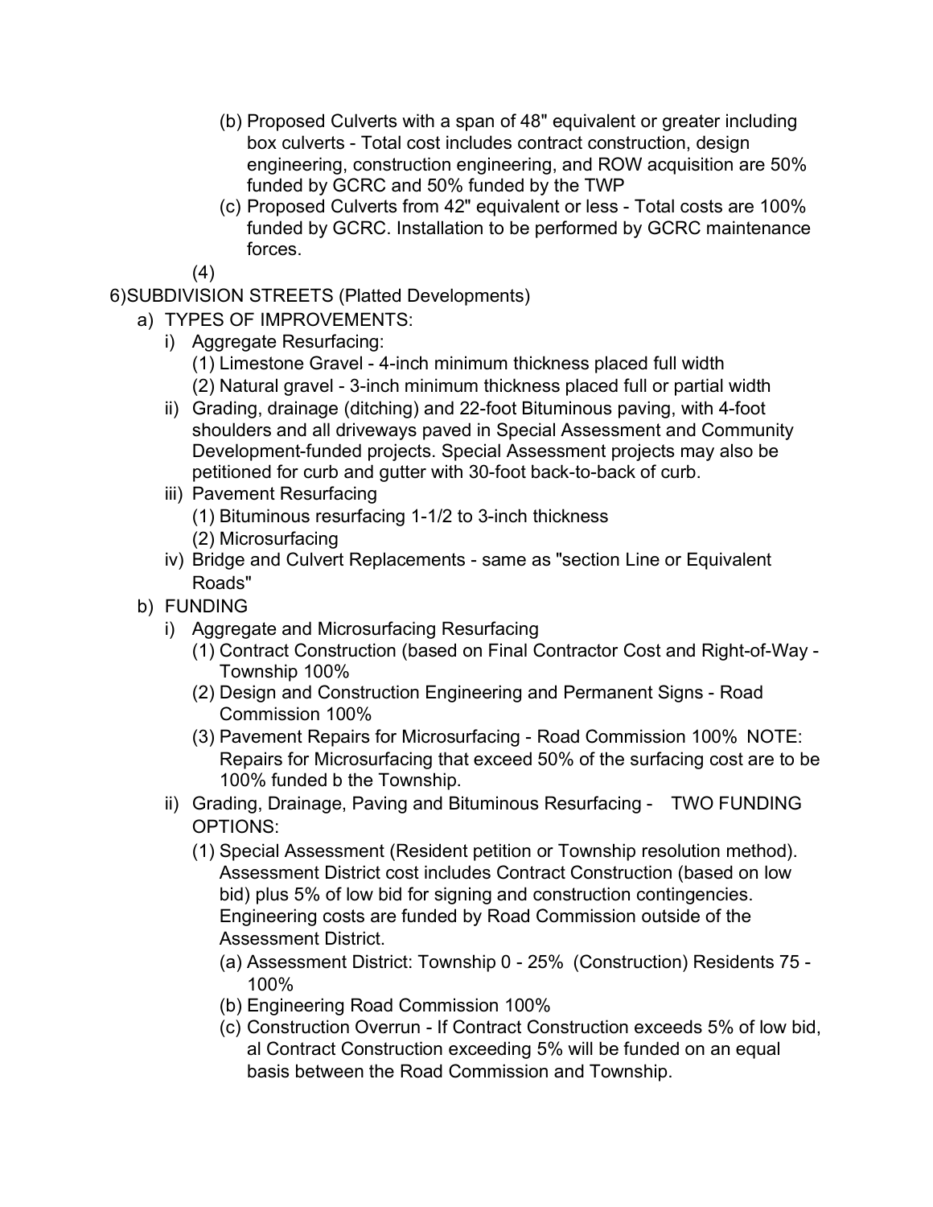(b) Proposed Culverts with a span of 48" equivalent or greater including box culverts - Total cost includes contract construction, design engineering, construction engineering, and ROW acquisition are 50% funded by GCRC and 50% funded by the TWP

(c) Proposed Culverts from 42" equivalent or less - Total costs are 100% funded by GCRC. Installation to be performed by GCRC maintenance forces.

(4)

6) SUBDIVISION STREETS (Platted Developments)

a) TYPES OF IMPROVEMENTS:

- i) Aggregate Resurfacing:
  - (1) Limestone Gravel - 4-inch minimum thickness placed full width
  - (2) Natural gravel - 3-inch minimum thickness placed full or partial width
- ii) Grading, drainage (ditching) and 22-foot Bituminous paving, with 4-foot shoulders and all driveways paved in Special Assessment and Community Development-funded projects. Special Assessment projects may also be petitioned for curb and gutter with 30-foot back-to-back of curb.
- iii) Pavement Resurfacing
  - (1) Bituminous resurfacing 1-1/2 to 3-inch thickness
  - (2) Microsurfacing
- iv) Bridge and Culvert Replacements - same as "section Line or Equivalent Roads"

b) FUNDING

- i) Aggregate and Microsurfacing Resurfacing
  - (1) Contract Construction (based on Final Contractor Cost and Right-of-Way - Township 100%
  - (2) Design and Construction Engineering and Permanent Signs - Road Commission 100%
  - (3) Pavement Repairs for Microsurfacing - Road Commission 100% NOTE: Repairs for Microsurfacing that exceed 50% of the surfacing cost are to be 100% funded b the Township.
- ii) Grading, Drainage, Paving and Bituminous Resurfacing - TWO FUNDING OPTIONS:
  - (1) Special Assessment (Resident petition or Township resolution method). Assessment District cost includes Contract Construction (based on low bid) plus 5% of low bid for signing and construction contingencies. Engineering costs are funded by Road Commission outside of the Assessment District.
    - (a) Assessment District: Township 0 - 25% (Construction) Residents 75 - 100%
    - (b) Engineering Road Commission 100%
    - (c) Construction Overrun - If Contract Construction exceeds 5% of low bid, al Contract Construction exceeding 5% will be funded on an equal basis between the Road Commission and Township.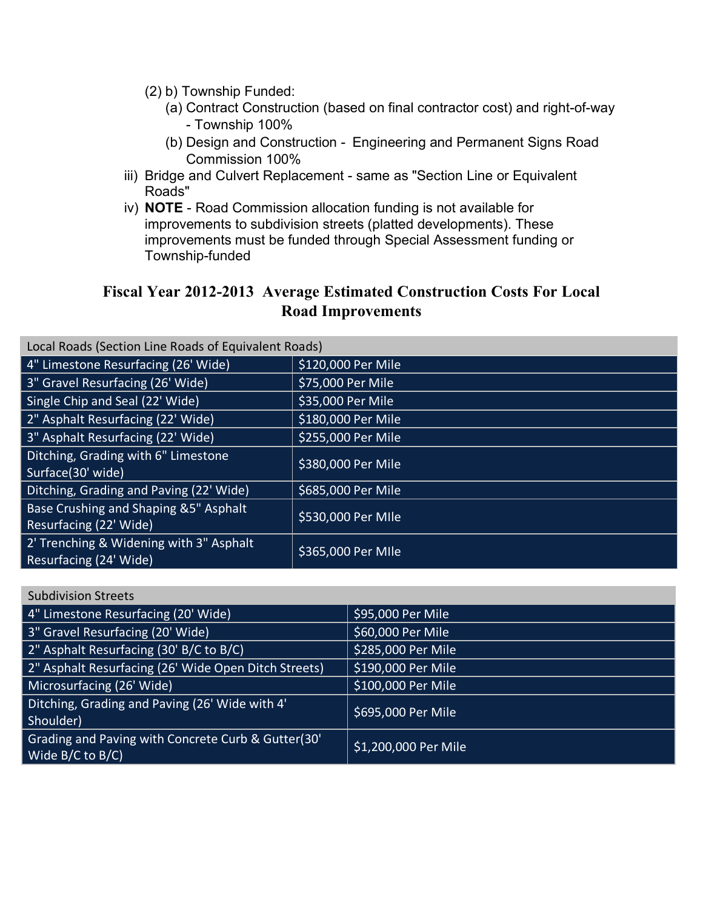(2) b) Township Funded:

(a) Contract Construction (based on final contractor cost) and right-of-way - Township 100%

(b) Design and Construction - Engineering and Permanent Signs Road Commission 100%

iii) Bridge and Culvert Replacement - same as "Section Line or Equivalent Roads"

iv) **NOTE** - Road Commission allocation funding is not available for improvements to subdivision streets (platted developments). These improvements must be funded through Special Assessment funding or Township-funded

## Fiscal Year 2012-2013 Average Estimated Construction Costs For Local Road Improvements

| Local Roads (Section Line Roads of Equivalent Roads) | |
|---|---|
| 4" Limestone Resurfacing (26' Wide) | $120,000 Per Mile |
| 3" Gravel Resurfacing (26' Wide) | $75,000 Per Mile |
| Single Chip and Seal (22' Wide) | $35,000 Per Mile |
| 2" Asphalt Resurfacing (22' Wide) | $180,000 Per Mile |
| 3" Asphalt Resurfacing (22' Wide) | $255,000 Per Mile |
| Ditching, Grading with 6" Limestone Surface(30' wide) | $380,000 Per Mile |
| Ditching, Grading and Paving (22' Wide) | $685,000 Per Mile |
| Base Crushing and Shaping &5" Asphalt Resurfacing (22' Wide) | $530,000 Per MIle |
| 2' Trenching & Widening with 3" Asphalt Resurfacing (24' Wide) | $365,000 Per MIle |

| Subdivision Streets | |
|---|---|
| 4" Limestone Resurfacing (20' Wide) | $95,000 Per Mile |
| 3" Gravel Resurfacing (20' Wide) | $60,000 Per Mile |
| 2" Asphalt Resurfacing (30' B/C to B/C) | $285,000 Per Mile |
| 2" Asphalt Resurfacing (26' Wide Open Ditch Streets) | $190,000 Per Mile |
| Microsurfacing (26' Wide) | $100,000 Per Mile |
| Ditching, Grading and Paving (26' Wide with 4' Shoulder) | $695,000 Per Mile |
| Grading and Paving with Concrete Curb & Gutter(30' Wide B/C to B/C) | $1,200,000 Per Mile |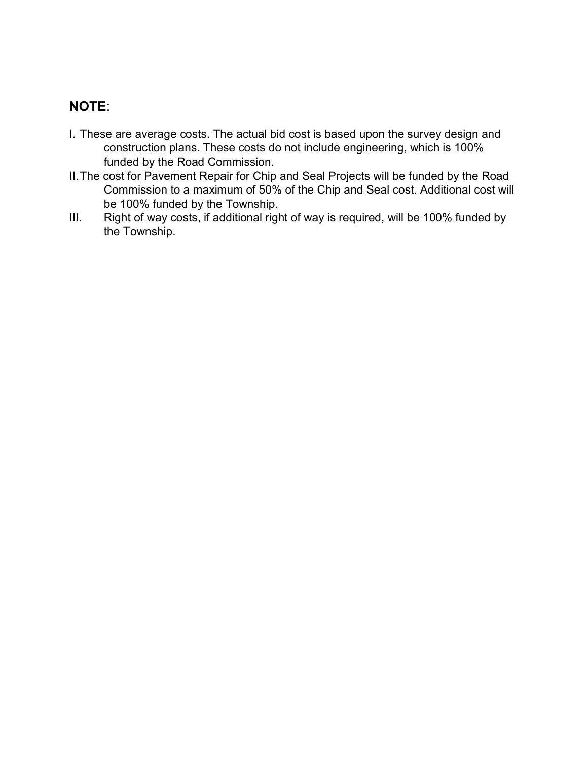**NOTE**:

I. These are average costs. The actual bid cost is based upon the survey design and construction plans. These costs do not include engineering, which is 100% funded by the Road Commission.

II. The cost for Pavement Repair for Chip and Seal Projects will be funded by the Road Commission to a maximum of 50% of the Chip and Seal cost. Additional cost will be 100% funded by the Township.

III. Right of way costs, if additional right of way is required, will be 100% funded by the Township.